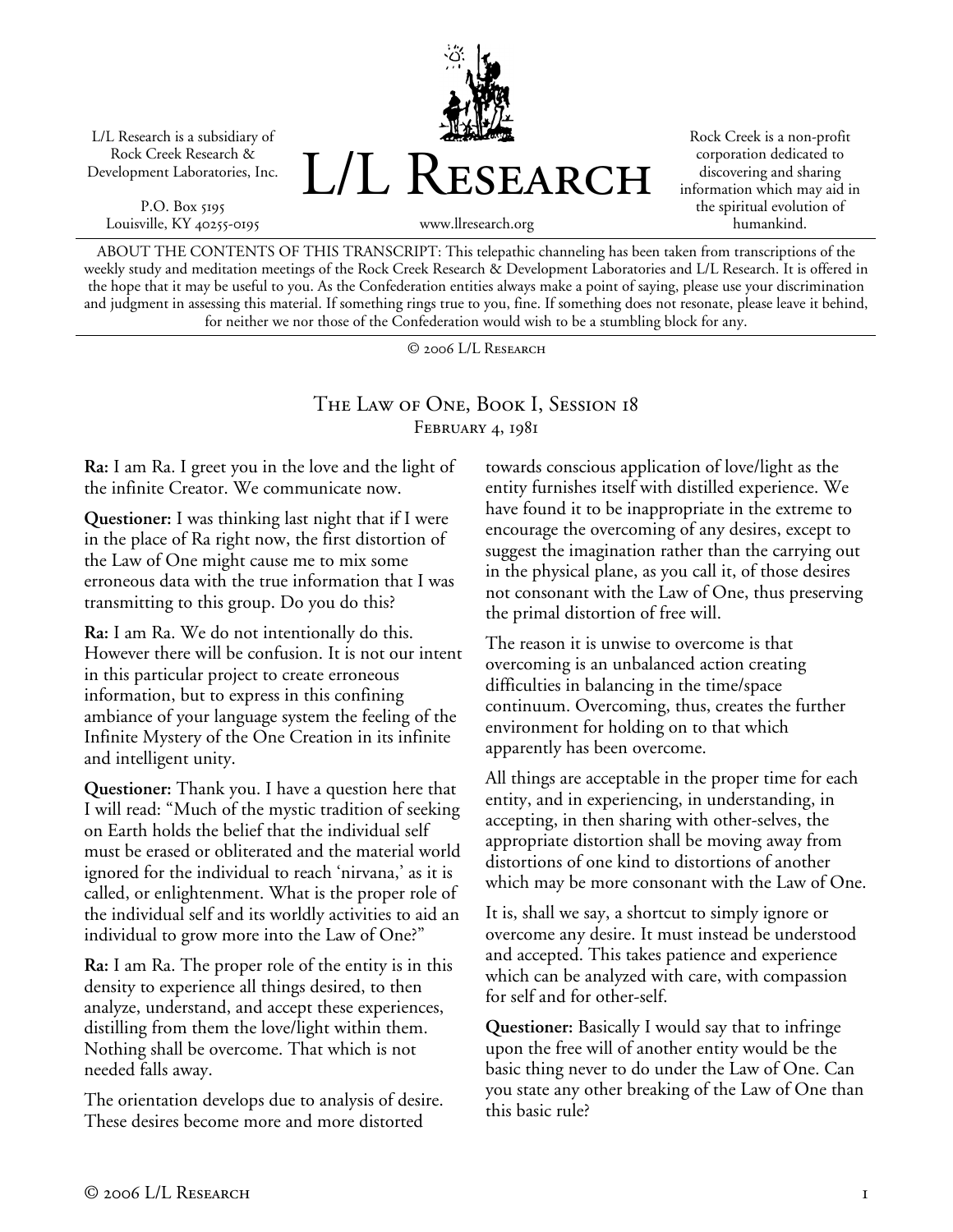L/L Research is a subsidiary of Rock Creek Research & Development Laboratories, Inc.

P.O. Box 5195
Louisville, KY 40255-0195

# L/L Research

www.llresearch.org

Rock Creek is a non-profit corporation dedicated to discovering and sharing information which may aid in the spiritual evolution of humankind.

ABOUT THE CONTENTS OF THIS TRANSCRIPT: This telepathic channeling has been taken from transcriptions of the weekly study and meditation meetings of the Rock Creek Research & Development Laboratories and L/L Research. It is offered in the hope that it may be useful to you. As the Confederation entities always make a point of saying, please use your discrimination and judgment in assessing this material. If something rings true to you, fine. If something does not resonate, please leave it behind, for neither we nor those of the Confederation would wish to be a stumbling block for any.

© 2006 L/L Research

## The Law of One, Book I, Session 18
### February 4, 1981

**Ra:** I am Ra. I greet you in the love and the light of the infinite Creator. We communicate now.

**Questioner:** I was thinking last night that if I were in the place of Ra right now, the first distortion of the Law of One might cause me to mix some erroneous data with the true information that I was transmitting to this group. Do you do this?

**Ra:** I am Ra. We do not intentionally do this. However there will be confusion. It is not our intent in this particular project to create erroneous information, but to express in this confining ambiance of your language system the feeling of the Infinite Mystery of the One Creation in its infinite and intelligent unity.

**Questioner:** Thank you. I have a question here that I will read: "Much of the mystic tradition of seeking on Earth holds the belief that the individual self must be erased or obliterated and the material world ignored for the individual to reach 'nirvana,' as it is called, or enlightenment. What is the proper role of the individual self and its worldly activities to aid an individual to grow more into the Law of One?"

**Ra:** I am Ra. The proper role of the entity is in this density to experience all things desired, to then analyze, understand, and accept these experiences, distilling from them the love/light within them. Nothing shall be overcome. That which is not needed falls away.

The orientation develops due to analysis of desire. These desires become more and more distorted towards conscious application of love/light as the entity furnishes itself with distilled experience. We have found it to be inappropriate in the extreme to encourage the overcoming of any desires, except to suggest the imagination rather than the carrying out in the physical plane, as you call it, of those desires not consonant with the Law of One, thus preserving the primal distortion of free will.

The reason it is unwise to overcome is that overcoming is an unbalanced action creating difficulties in balancing in the time/space continuum. Overcoming, thus, creates the further environment for holding on to that which apparently has been overcome.

All things are acceptable in the proper time for each entity, and in experiencing, in understanding, in accepting, in then sharing with other-selves, the appropriate distortion shall be moving away from distortions of one kind to distortions of another which may be more consonant with the Law of One.

It is, shall we say, a shortcut to simply ignore or overcome any desire. It must instead be understood and accepted. This takes patience and experience which can be analyzed with care, with compassion for self and for other-self.

**Questioner:** Basically I would say that to infringe upon the free will of another entity would be the basic thing never to do under the Law of One. Can you state any other breaking of the Law of One than this basic rule?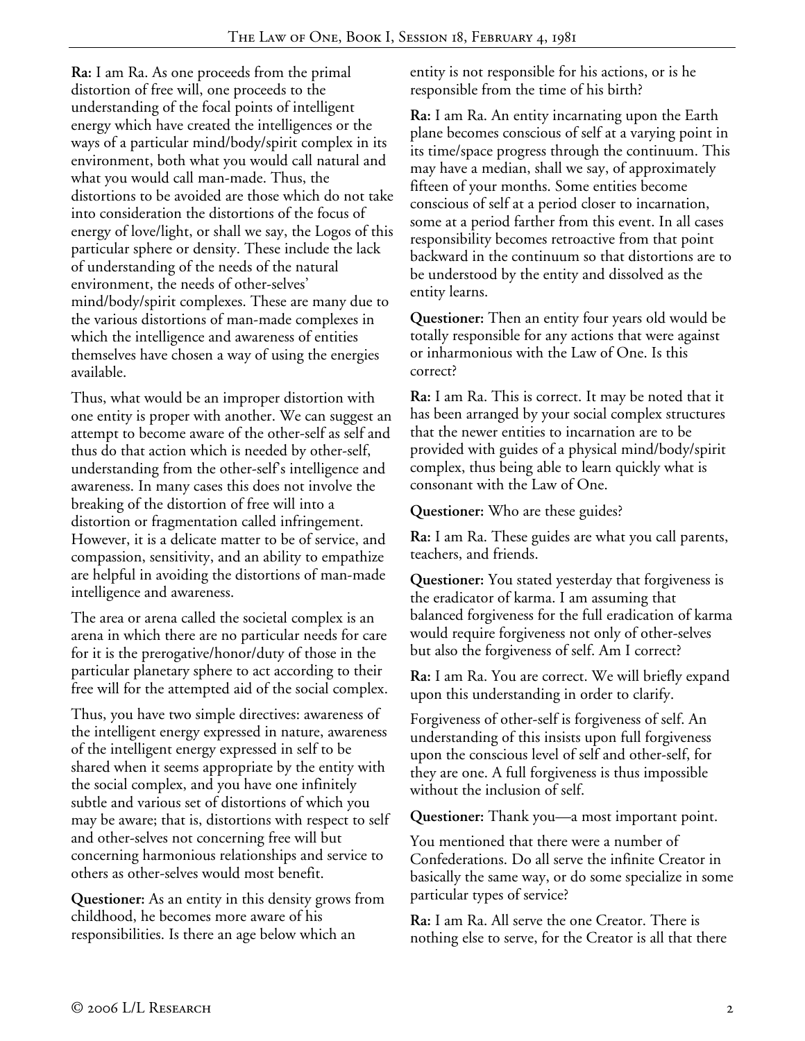**Ra:** I am Ra. As one proceeds from the primal distortion of free will, one proceeds to the understanding of the focal points of intelligent energy which have created the intelligences or the ways of a particular mind/body/spirit complex in its environment, both what you would call natural and what you would call man-made. Thus, the distortions to be avoided are those which do not take into consideration the distortions of the focus of energy of love/light, or shall we say, the Logos of this particular sphere or density. These include the lack of understanding of the needs of the natural environment, the needs of other-selves' mind/body/spirit complexes. These are many due to the various distortions of man-made complexes in which the intelligence and awareness of entities themselves have chosen a way of using the energies available.

Thus, what would be an improper distortion with one entity is proper with another. We can suggest an attempt to become aware of the other-self as self and thus do that action which is needed by other-self, understanding from the other-self's intelligence and awareness. In many cases this does not involve the breaking of the distortion of free will into a distortion or fragmentation called infringement. However, it is a delicate matter to be of service, and compassion, sensitivity, and an ability to empathize are helpful in avoiding the distortions of man-made intelligence and awareness.

The area or arena called the societal complex is an arena in which there are no particular needs for care for it is the prerogative/honor/duty of those in the particular planetary sphere to act according to their free will for the attempted aid of the social complex.

Thus, you have two simple directives: awareness of the intelligent energy expressed in nature, awareness of the intelligent energy expressed in self to be shared when it seems appropriate by the entity with the social complex, and you have one infinitely subtle and various set of distortions of which you may be aware; that is, distortions with respect to self and other-selves not concerning free will but concerning harmonious relationships and service to others as other-selves would most benefit.

**Questioner:** As an entity in this density grows from childhood, he becomes more aware of his responsibilities. Is there an age below which an entity is not responsible for his actions, or is he responsible from the time of his birth?

**Ra:** I am Ra. An entity incarnating upon the Earth plane becomes conscious of self at a varying point in its time/space progress through the continuum. This may have a median, shall we say, of approximately fifteen of your months. Some entities become conscious of self at a period closer to incarnation, some at a period farther from this event. In all cases responsibility becomes retroactive from that point backward in the continuum so that distortions are to be understood by the entity and dissolved as the entity learns.

**Questioner:** Then an entity four years old would be totally responsible for any actions that were against or inharmonious with the Law of One. Is this correct?

**Ra:** I am Ra. This is correct. It may be noted that it has been arranged by your social complex structures that the newer entities to incarnation are to be provided with guides of a physical mind/body/spirit complex, thus being able to learn quickly what is consonant with the Law of One.

**Questioner:** Who are these guides?

**Ra:** I am Ra. These guides are what you call parents, teachers, and friends.

**Questioner:** You stated yesterday that forgiveness is the eradicator of karma. I am assuming that balanced forgiveness for the full eradication of karma would require forgiveness not only of other-selves but also the forgiveness of self. Am I correct?

**Ra:** I am Ra. You are correct. We will briefly expand upon this understanding in order to clarify.

Forgiveness of other-self is forgiveness of self. An understanding of this insists upon full forgiveness upon the conscious level of self and other-self, for they are one. A full forgiveness is thus impossible without the inclusion of self.

**Questioner:** Thank you—a most important point.

You mentioned that there were a number of Confederations. Do all serve the infinite Creator in basically the same way, or do some specialize in some particular types of service?

**Ra:** I am Ra. All serve the one Creator. There is nothing else to serve, for the Creator is all that there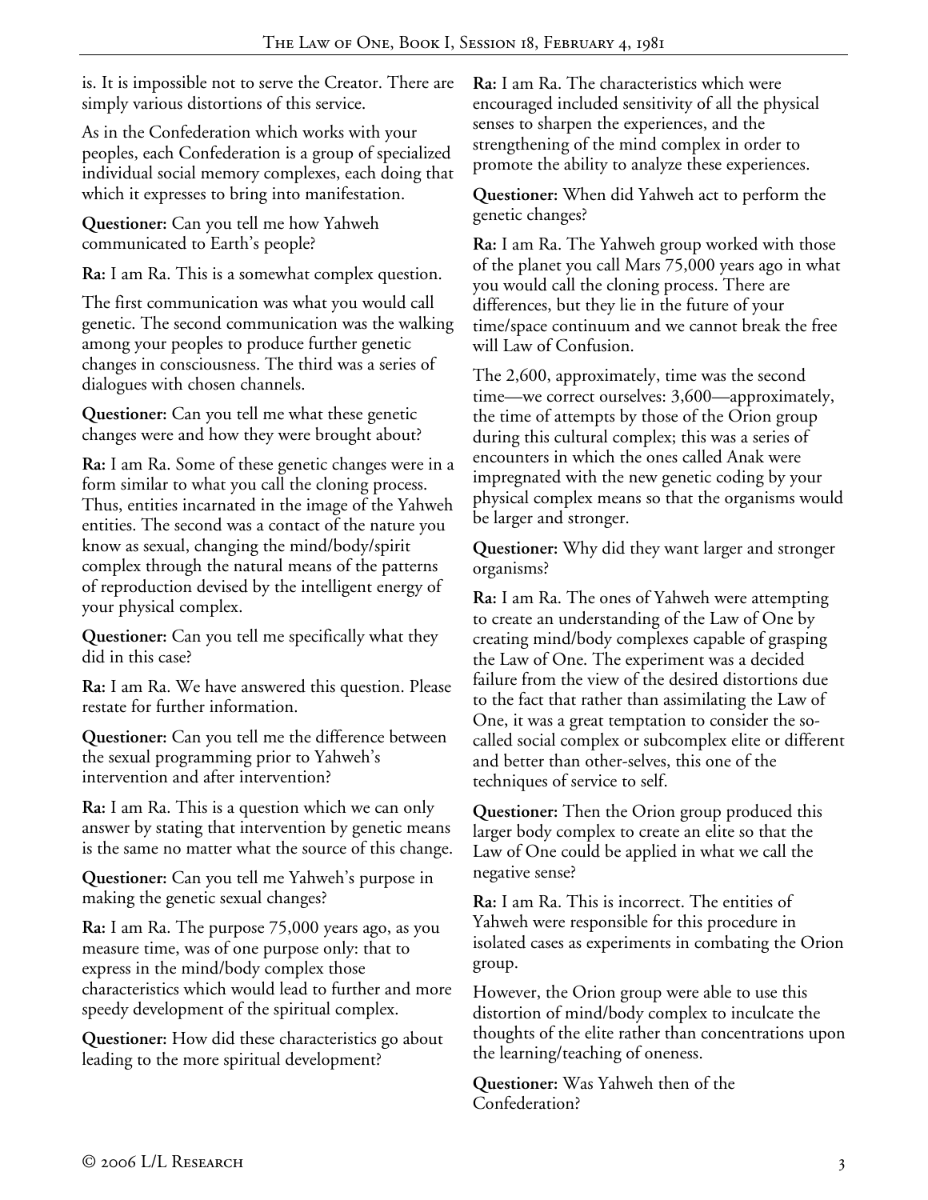is. It is impossible not to serve the Creator. There are simply various distortions of this service.

As in the Confederation which works with your peoples, each Confederation is a group of specialized individual social memory complexes, each doing that which it expresses to bring into manifestation.

**Questioner:** Can you tell me how Yahweh communicated to Earth's people?

**Ra:** I am Ra. This is a somewhat complex question.

The first communication was what you would call genetic. The second communication was the walking among your peoples to produce further genetic changes in consciousness. The third was a series of dialogues with chosen channels.

**Questioner:** Can you tell me what these genetic changes were and how they were brought about?

**Ra:** I am Ra. Some of these genetic changes were in a form similar to what you call the cloning process. Thus, entities incarnated in the image of the Yahweh entities. The second was a contact of the nature you know as sexual, changing the mind/body/spirit complex through the natural means of the patterns of reproduction devised by the intelligent energy of your physical complex.

**Questioner:** Can you tell me specifically what they did in this case?

**Ra:** I am Ra. We have answered this question. Please restate for further information.

**Questioner:** Can you tell me the difference between the sexual programming prior to Yahweh's intervention and after intervention?

**Ra:** I am Ra. This is a question which we can only answer by stating that intervention by genetic means is the same no matter what the source of this change.

**Questioner:** Can you tell me Yahweh's purpose in making the genetic sexual changes?

**Ra:** I am Ra. The purpose 75,000 years ago, as you measure time, was of one purpose only: that to express in the mind/body complex those characteristics which would lead to further and more speedy development of the spiritual complex.

**Questioner:** How did these characteristics go about leading to the more spiritual development?

**Ra:** I am Ra. The characteristics which were encouraged included sensitivity of all the physical senses to sharpen the experiences, and the strengthening of the mind complex in order to promote the ability to analyze these experiences.

**Questioner:** When did Yahweh act to perform the genetic changes?

**Ra:** I am Ra. The Yahweh group worked with those of the planet you call Mars 75,000 years ago in what you would call the cloning process. There are differences, but they lie in the future of your time/space continuum and we cannot break the free will Law of Confusion.

The 2,600, approximately, time was the second time—we correct ourselves: 3,600—approximately, the time of attempts by those of the Orion group during this cultural complex; this was a series of encounters in which the ones called Anak were impregnated with the new genetic coding by your physical complex means so that the organisms would be larger and stronger.

**Questioner:** Why did they want larger and stronger organisms?

**Ra:** I am Ra. The ones of Yahweh were attempting to create an understanding of the Law of One by creating mind/body complexes capable of grasping the Law of One. The experiment was a decided failure from the view of the desired distortions due to the fact that rather than assimilating the Law of One, it was a great temptation to consider the so-called social complex or subcomplex elite or different and better than other-selves, this one of the techniques of service to self.

**Questioner:** Then the Orion group produced this larger body complex to create an elite so that the Law of One could be applied in what we call the negative sense?

**Ra:** I am Ra. This is incorrect. The entities of Yahweh were responsible for this procedure in isolated cases as experiments in combating the Orion group.

However, the Orion group were able to use this distortion of mind/body complex to inculcate the thoughts of the elite rather than concentrations upon the learning/teaching of oneness.

**Questioner:** Was Yahweh then of the Confederation?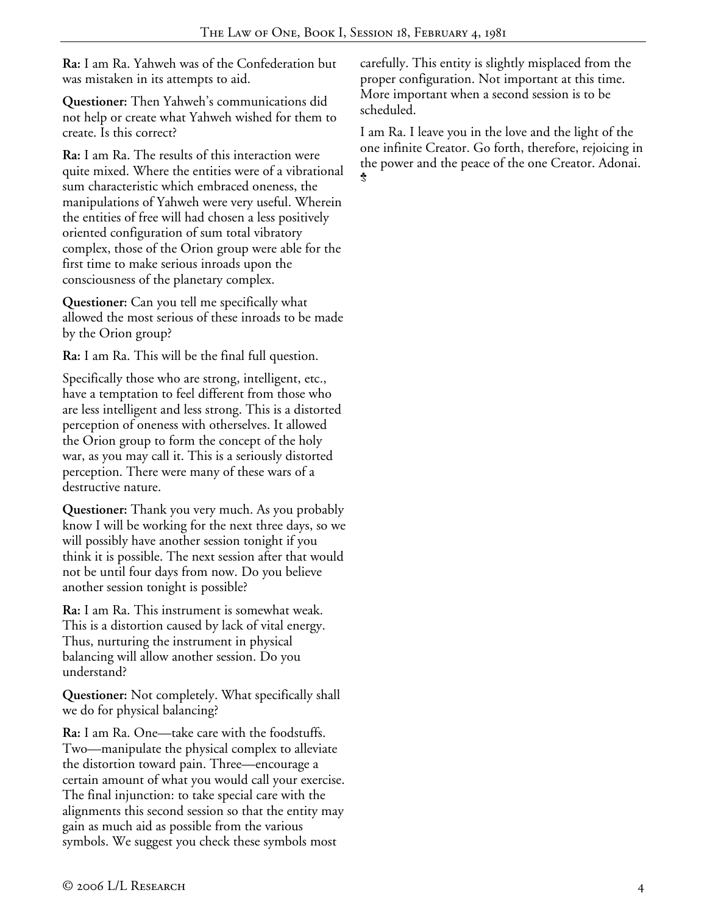**Ra:** I am Ra. Yahweh was of the Confederation but was mistaken in its attempts to aid.

**Questioner:** Then Yahweh's communications did not help or create what Yahweh wished for them to create. Is this correct?

**Ra:** I am Ra. The results of this interaction were quite mixed. Where the entities were of a vibrational sum characteristic which embraced oneness, the manipulations of Yahweh were very useful. Wherein the entities of free will had chosen a less positively oriented configuration of sum total vibratory complex, those of the Orion group were able for the first time to make serious inroads upon the consciousness of the planetary complex.

**Questioner:** Can you tell me specifically what allowed the most serious of these inroads to be made by the Orion group?

**Ra:** I am Ra. This will be the final full question.

Specifically those who are strong, intelligent, etc., have a temptation to feel different from those who are less intelligent and less strong. This is a distorted perception of oneness with otherselves. It allowed the Orion group to form the concept of the holy war, as you may call it. This is a seriously distorted perception. There were many of these wars of a destructive nature.

**Questioner:** Thank you very much. As you probably know I will be working for the next three days, so we will possibly have another session tonight if you think it is possible. The next session after that would not be until four days from now. Do you believe another session tonight is possible?

**Ra:** I am Ra. This instrument is somewhat weak. This is a distortion caused by lack of vital energy. Thus, nurturing the instrument in physical balancing will allow another session. Do you understand?

**Questioner:** Not completely. What specifically shall we do for physical balancing?

**Ra:** I am Ra. One—take care with the foodstuffs. Two—manipulate the physical complex to alleviate the distortion toward pain. Three—encourage a certain amount of what you would call your exercise. The final injunction: to take special care with the alignments this second session so that the entity may gain as much aid as possible from the various symbols. We suggest you check these symbols most carefully. This entity is slightly misplaced from the proper configuration. Not important at this time. More important when a second session is to be scheduled.

I am Ra. I leave you in the love and the light of the one infinite Creator. Go forth, therefore, rejoicing in the power and the peace of the one Creator. Adonai.

© 2006 L/L Research